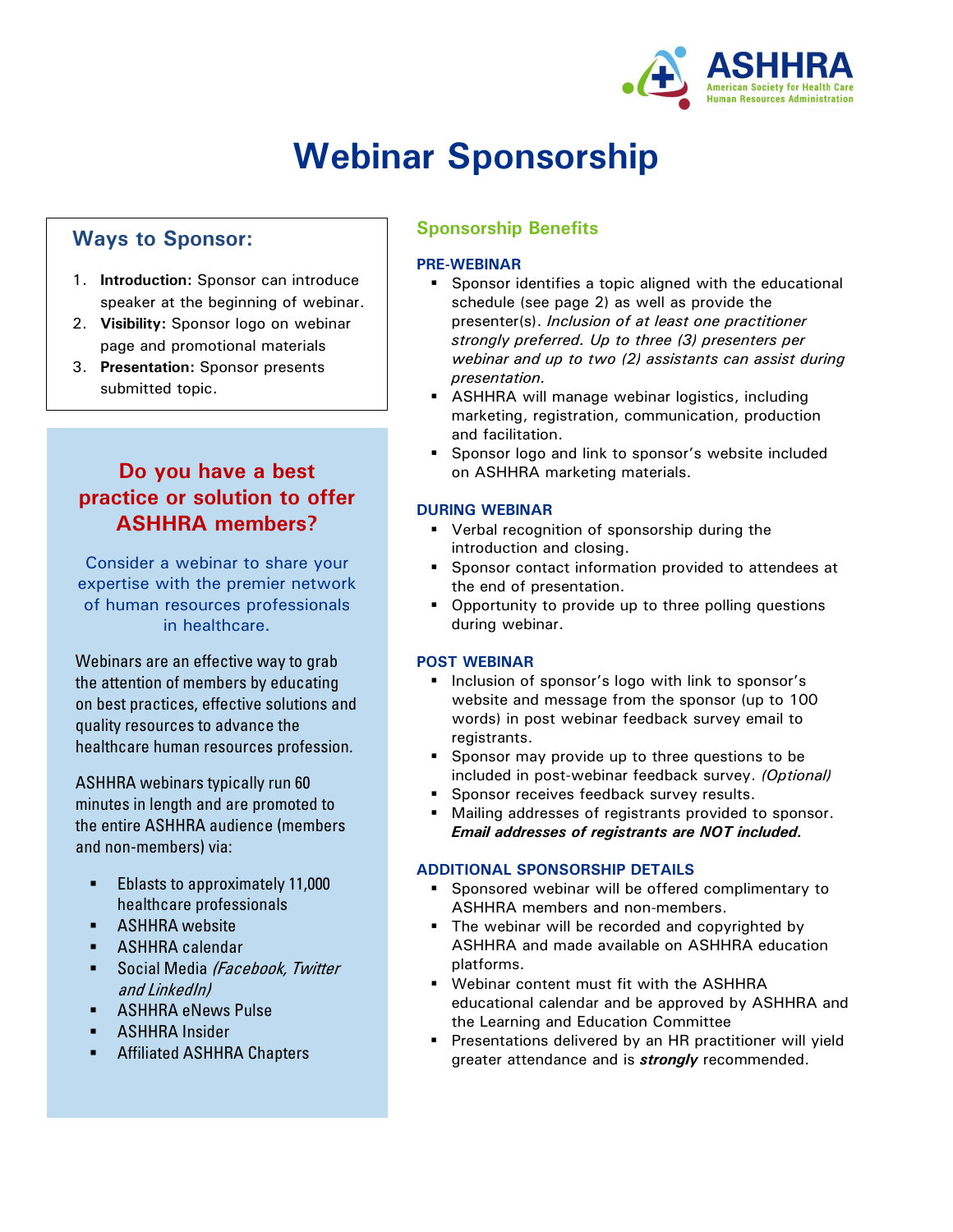ASHHRA
American Society for Health Care Human Resources Administration

# Webinar Sponsorship

## Ways to Sponsor:

1. **Introduction:** Sponsor can introduce speaker at the beginning of webinar.
2. **Visibility:** Sponsor logo on webinar page and promotional materials
3. **Presentation:** Sponsor presents submitted topic.

### Do you have a best practice or solution to offer ASHHRA members?

Consider a webinar to share your expertise with the premier network of human resources professionals in healthcare.

Webinars are an effective way to grab the attention of members by educating on best practices, effective solutions and quality resources to advance the healthcare human resources profession.

ASHHRA webinars typically run 60 minutes in length and are promoted to the entire ASHHRA audience (members and non-members) via:

- Eblasts to approximately 11,000 healthcare professionals
- ASHHRA website
- ASHHRA calendar
- Social Media *(Facebook, Twitter and LinkedIn)*
- ASHHRA eNews Pulse
- ASHHRA Insider
- Affiliated ASHHRA Chapters

## Sponsorship Benefits

### PRE-WEBINAR

- Sponsor identifies a topic aligned with the educational schedule (see page 2) as well as provide the presenter(s). *Inclusion of at least one practitioner strongly preferred. Up to three (3) presenters per webinar and up to two (2) assistants can assist during presentation.*
- ASHHRA will manage webinar logistics, including marketing, registration, communication, production and facilitation.
- Sponsor logo and link to sponsor's website included on ASHHRA marketing materials.

### DURING WEBINAR

- Verbal recognition of sponsorship during the introduction and closing.
- Sponsor contact information provided to attendees at the end of presentation.
- Opportunity to provide up to three polling questions during webinar.

### POST WEBINAR

- Inclusion of sponsor's logo with link to sponsor's website and message from the sponsor (up to 100 words) in post webinar feedback survey email to registrants.
- Sponsor may provide up to three questions to be included in post-webinar feedback survey. *(Optional)*
- Sponsor receives feedback survey results.
- Mailing addresses of registrants provided to sponsor. ***Email addresses of registrants are NOT included.***

### ADDITIONAL SPONSORSHIP DETAILS

- Sponsored webinar will be offered complimentary to ASHHRA members and non-members.
- The webinar will be recorded and copyrighted by ASHHRA and made available on ASHHRA education platforms.
- Webinar content must fit with the ASHHRA educational calendar and be approved by ASHHRA and the Learning and Education Committee
- Presentations delivered by an HR practitioner will yield greater attendance and is ***strongly*** recommended.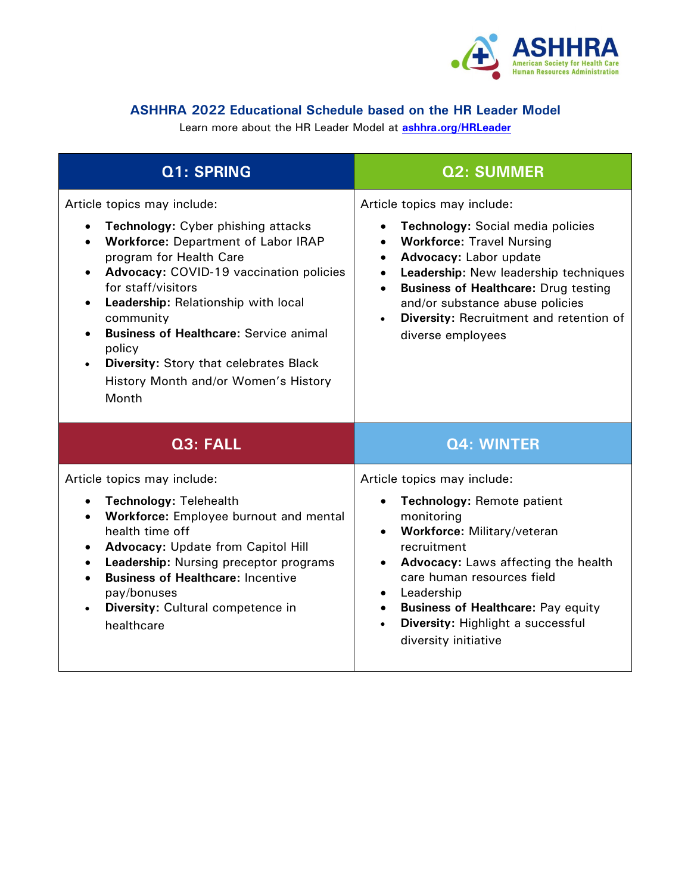## ASHHRA 2022 Educational Schedule based on the HR Leader Model

Learn more about the HR Leader Model at [ashhra.org/HRLeader](ashhra.org/HRLeader)

### Q1: SPRING

Article topics may include:

- **Technology:** Cyber phishing attacks
- **Workforce:** Department of Labor IRAP program for Health Care
- **Advocacy:** COVID-19 vaccination policies for staff/visitors
- **Leadership:** Relationship with local community
- **Business of Healthcare:** Service animal policy
- **Diversity:** Story that celebrates Black History Month and/or Women's History Month

### Q2: SUMMER

Article topics may include:

- **Technology:** Social media policies
- **Workforce:** Travel Nursing
- **Advocacy:** Labor update
- **Leadership:** New leadership techniques
- **Business of Healthcare:** Drug testing and/or substance abuse policies
- **Diversity:** Recruitment and retention of diverse employees

### Q3: FALL

Article topics may include:

- **Technology:** Telehealth
- **Workforce:** Employee burnout and mental health time off
- **Advocacy:** Update from Capitol Hill
- **Leadership:** Nursing preceptor programs
- **Business of Healthcare:** Incentive pay/bonuses
- **Diversity:** Cultural competence in healthcare

### Q4: WINTER

Article topics may include:

- **Technology:** Remote patient monitoring
- **Workforce:** Military/veteran recruitment
- **Advocacy:** Laws affecting the health care human resources field
- Leadership
- **Business of Healthcare:** Pay equity
- **Diversity:** Highlight a successful diversity initiative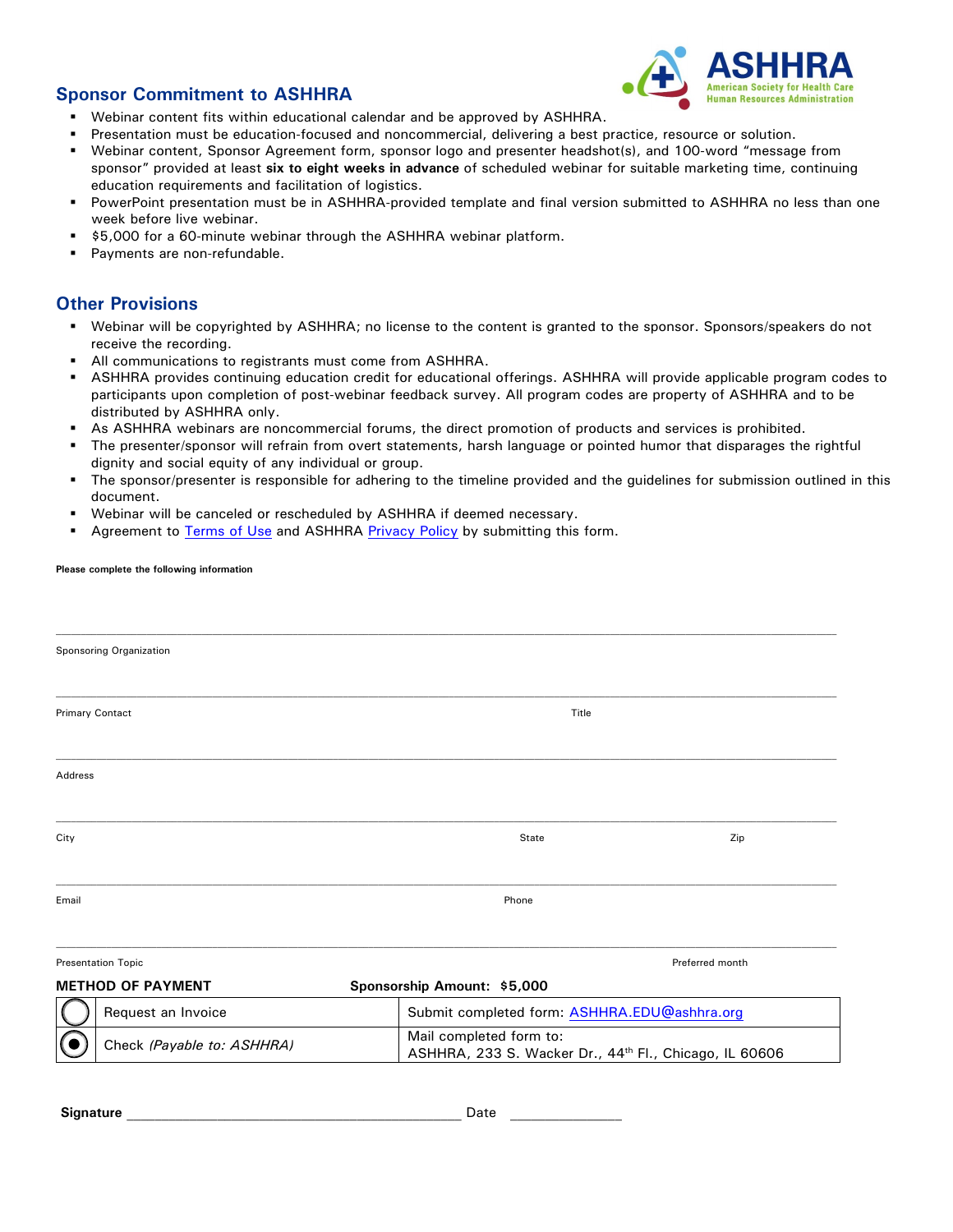ASHHRA
American Society for Health Care
Human Resources Administration

## Sponsor Commitment to ASHHRA

- Webinar content fits within educational calendar and be approved by ASHHRA.
- Presentation must be education-focused and noncommercial, delivering a best practice, resource or solution.
- Webinar content, Sponsor Agreement form, sponsor logo and presenter headshot(s), and 100-word "message from sponsor" provided at least **six to eight weeks in advance** of scheduled webinar for suitable marketing time, continuing education requirements and facilitation of logistics.
- PowerPoint presentation must be in ASHHRA-provided template and final version submitted to ASHHRA no less than one week before live webinar.
- $5,000 for a 60-minute webinar through the ASHHRA webinar platform.
- Payments are non-refundable.

## Other Provisions

- Webinar will be copyrighted by ASHHRA; no license to the content is granted to the sponsor. Sponsors/speakers do not receive the recording.
- All communications to registrants must come from ASHHRA.
- ASHHRA provides continuing education credit for educational offerings. ASHHRA will provide applicable program codes to participants upon completion of post-webinar feedback survey. All program codes are property of ASHHRA and to be distributed by ASHHRA only.
- As ASHHRA webinars are noncommercial forums, the direct promotion of products and services is prohibited.
- The presenter/sponsor will refrain from overt statements, harsh language or pointed humor that disparages the rightful dignity and social equity of any individual or group.
- The sponsor/presenter is responsible for adhering to the timeline provided and the guidelines for submission outlined in this document.
- Webinar will be canceled or rescheduled by ASHHRA if deemed necessary.
- Agreement to Terms of Use and ASHHRA Privacy Policy by submitting this form.

**Please complete the following information**

Sponsoring Organization

Primary Contact　　　　　　　　　　　　　　Title

Address

City　　　　　　　　　　　　　　State　　　　　　　　　　　　　　Zip

Email　　　　　　　　　　　　　　Phone

Presentation Topic　　　　　　　　　　　　　　Preferred month

**METHOD OF PAYMENT**　　　　**Sponsorship Amount: $5,000**

| | | |
|---|---|---|
| ◯ | Request an Invoice | Submit completed form: ASHHRA.EDU@ashhra.org |
| ◉ | Check *(Payable to: ASHHRA)* | Mail completed form to:<br>ASHHRA, 233 S. Wacker Dr., 44th Fl., Chicago, IL 60606 |

**Signature** ________________________________________ Date ______________